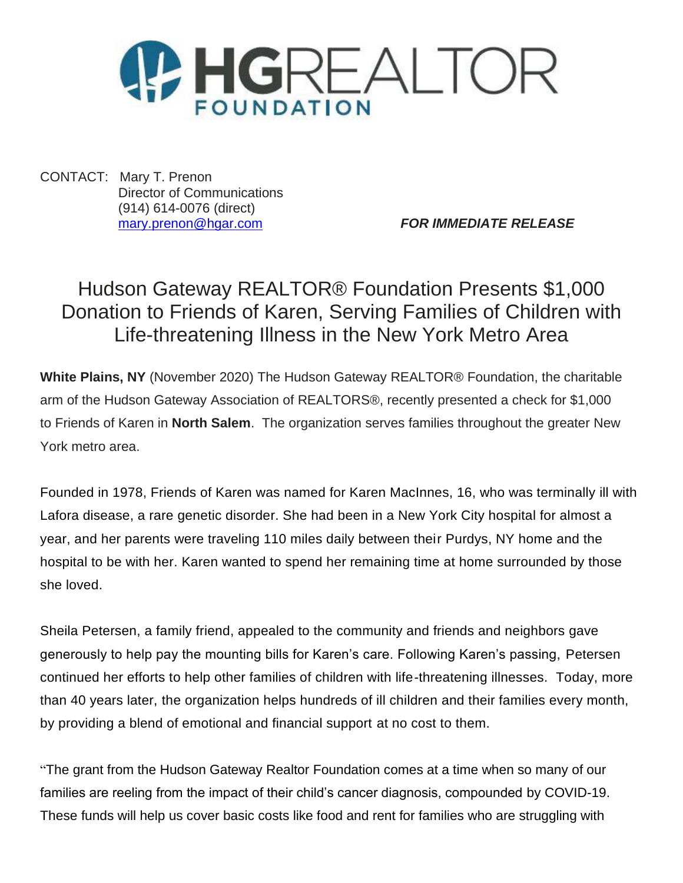HGREALTOR FOUNDATION

CONTACT: Mary T. Prenon
Director of Communications
(914) 614-0076 (direct)
mary.prenon@hgar.com

***FOR IMMEDIATE RELEASE***

# Hudson Gateway REALTOR® Foundation Presents $1,000 Donation to Friends of Karen, Serving Families of Children with Life-threatening Illness in the New York Metro Area

**White Plains, NY** (November 2020) The Hudson Gateway REALTOR® Foundation, the charitable arm of the Hudson Gateway Association of REALTORS®, recently presented a check for $1,000 to Friends of Karen in **North Salem**. The organization serves families throughout the greater New York metro area.

Founded in 1978, Friends of Karen was named for Karen MacInnes, 16, who was terminally ill with Lafora disease, a rare genetic disorder. She had been in a New York City hospital for almost a year, and her parents were traveling 110 miles daily between their Purdys, NY home and the hospital to be with her. Karen wanted to spend her remaining time at home surrounded by those she loved.

Sheila Petersen, a family friend, appealed to the community and friends and neighbors gave generously to help pay the mounting bills for Karen's care. Following Karen's passing, Petersen continued her efforts to help other families of children with life-threatening illnesses. Today, more than 40 years later, the organization helps hundreds of ill children and their families every month, by providing a blend of emotional and financial support at no cost to them.

"The grant from the Hudson Gateway Realtor Foundation comes at a time when so many of our families are reeling from the impact of their child's cancer diagnosis, compounded by COVID-19. These funds will help us cover basic costs like food and rent for families who are struggling with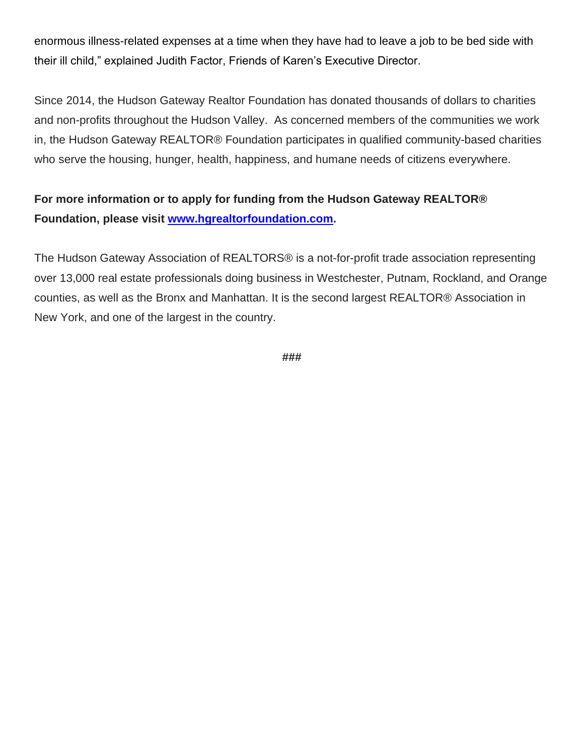enormous illness-related expenses at a time when they have had to leave a job to be bed side with their ill child," explained Judith Factor, Friends of Karen's Executive Director.

Since 2014, the Hudson Gateway Realtor Foundation has donated thousands of dollars to charities and non-profits throughout the Hudson Valley. As concerned members of the communities we work in, the Hudson Gateway REALTOR® Foundation participates in qualified community-based charities who serve the housing, hunger, health, happiness, and humane needs of citizens everywhere.

**For more information or to apply for funding from the Hudson Gateway REALTOR® Foundation, please visit [www.hgrealtorfoundation.com](http://www.hgrealtorfoundation.com).**

The Hudson Gateway Association of REALTORS® is a not-for-profit trade association representing over 13,000 real estate professionals doing business in Westchester, Putnam, Rockland, and Orange counties, as well as the Bronx and Manhattan. It is the second largest REALTOR® Association in New York, and one of the largest in the country.

###